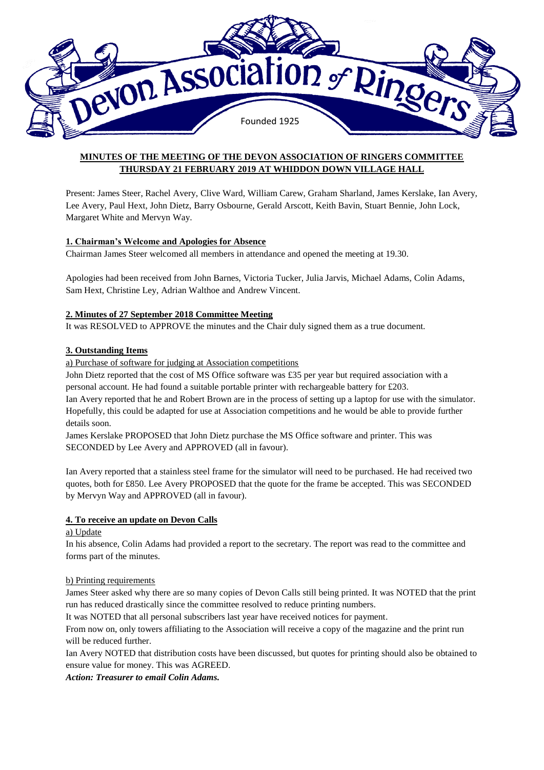Devon Association of Ringers

Founded 1925

## MINUTES OF THE MEETING OF THE DEVON ASSOCIATION OF RINGERS COMMITTEE THURSDAY 21 FEBRUARY 2019 AT WHIDDON DOWN VILLAGE HALL

Present: James Steer, Rachel Avery, Clive Ward, William Carew, Graham Sharland, James Kerslake, Ian Avery, Lee Avery, Paul Hext, John Dietz, Barry Osbourne, Gerald Arscott, Keith Bavin, Stuart Bennie, John Lock, Margaret White and Mervyn Way.

### 1. Chairman's Welcome and Apologies for Absence

Chairman James Steer welcomed all members in attendance and opened the meeting at 19.30.

Apologies had been received from John Barnes, Victoria Tucker, Julia Jarvis, Michael Adams, Colin Adams, Sam Hext, Christine Ley, Adrian Walthoe and Andrew Vincent.

### 2. Minutes of 27 September 2018 Committee Meeting

It was RESOLVED to APPROVE the minutes and the Chair duly signed them as a true document.

### 3. Outstanding Items

a) Purchase of software for judging at Association competitions

John Dietz reported that the cost of MS Office software was £35 per year but required association with a personal account. He had found a suitable portable printer with rechargeable battery for £203.

Ian Avery reported that he and Robert Brown are in the process of setting up a laptop for use with the simulator. Hopefully, this could be adapted for use at Association competitions and he would be able to provide further details soon.

James Kerslake PROPOSED that John Dietz purchase the MS Office software and printer. This was SECONDED by Lee Avery and APPROVED (all in favour).

Ian Avery reported that a stainless steel frame for the simulator will need to be purchased. He had received two quotes, both for £850. Lee Avery PROPOSED that the quote for the frame be accepted. This was SECONDED by Mervyn Way and APPROVED (all in favour).

### 4. To receive an update on Devon Calls

a) Update

In his absence, Colin Adams had provided a report to the secretary. The report was read to the committee and forms part of the minutes.

b) Printing requirements

James Steer asked why there are so many copies of Devon Calls still being printed. It was NOTED that the print run has reduced drastically since the committee resolved to reduce printing numbers.

It was NOTED that all personal subscribers last year have received notices for payment.

From now on, only towers affiliating to the Association will receive a copy of the magazine and the print run will be reduced further.

Ian Avery NOTED that distribution costs have been discussed, but quotes for printing should also be obtained to ensure value for money. This was AGREED.

***Action: Treasurer to email Colin Adams.***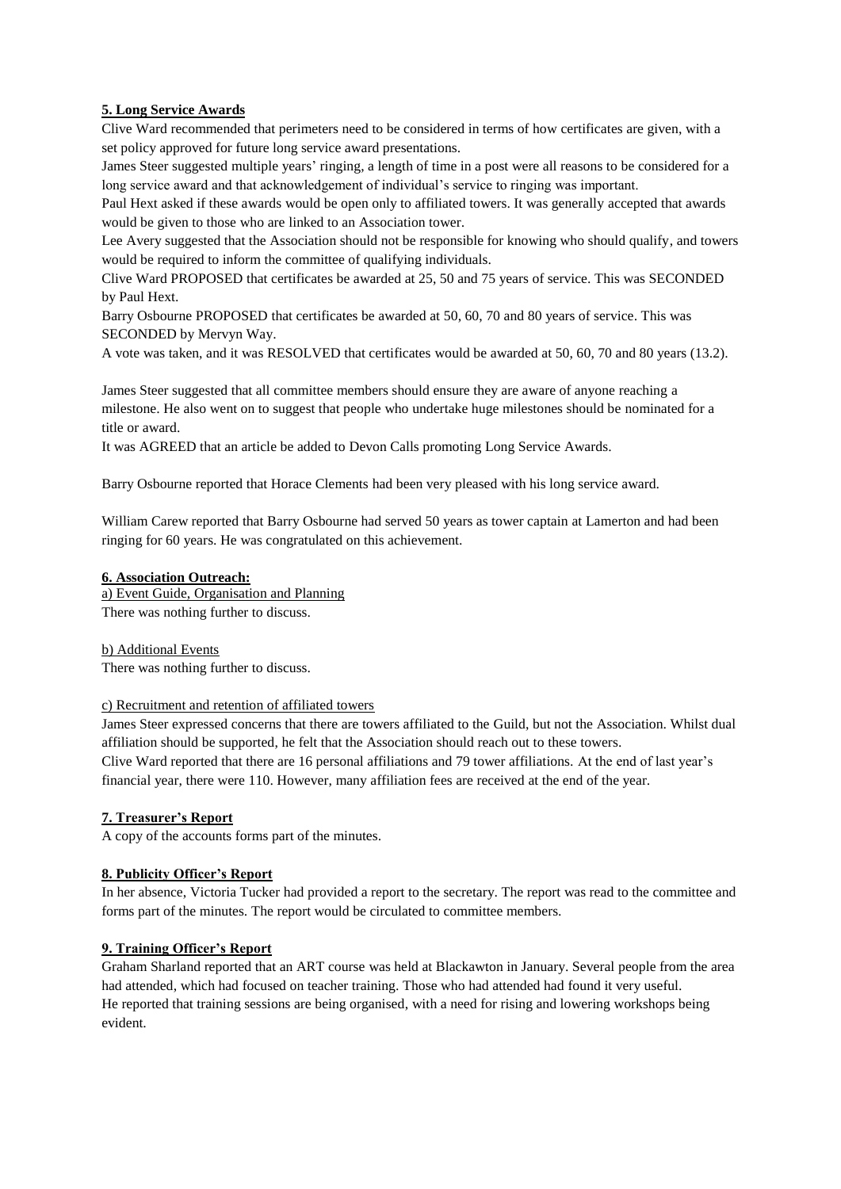**5. Long Service Awards**

Clive Ward recommended that perimeters need to be considered in terms of how certificates are given, with a set policy approved for future long service award presentations.

James Steer suggested multiple years' ringing, a length of time in a post were all reasons to be considered for a long service award and that acknowledgement of individual's service to ringing was important.

Paul Hext asked if these awards would be open only to affiliated towers. It was generally accepted that awards would be given to those who are linked to an Association tower.

Lee Avery suggested that the Association should not be responsible for knowing who should qualify, and towers would be required to inform the committee of qualifying individuals.

Clive Ward PROPOSED that certificates be awarded at 25, 50 and 75 years of service. This was SECONDED by Paul Hext.

Barry Osbourne PROPOSED that certificates be awarded at 50, 60, 70 and 80 years of service. This was SECONDED by Mervyn Way.

A vote was taken, and it was RESOLVED that certificates would be awarded at 50, 60, 70 and 80 years (13.2).

James Steer suggested that all committee members should ensure they are aware of anyone reaching a milestone. He also went on to suggest that people who undertake huge milestones should be nominated for a title or award.

It was AGREED that an article be added to Devon Calls promoting Long Service Awards.

Barry Osbourne reported that Horace Clements had been very pleased with his long service award.

William Carew reported that Barry Osbourne had served 50 years as tower captain at Lamerton and had been ringing for 60 years. He was congratulated on this achievement.

**6. Association Outreach:**

a) Event Guide, Organisation and Planning

There was nothing further to discuss.

b) Additional Events

There was nothing further to discuss.

c) Recruitment and retention of affiliated towers

James Steer expressed concerns that there are towers affiliated to the Guild, but not the Association. Whilst dual affiliation should be supported, he felt that the Association should reach out to these towers.

Clive Ward reported that there are 16 personal affiliations and 79 tower affiliations. At the end of last year's financial year, there were 110. However, many affiliation fees are received at the end of the year.

**7. Treasurer's Report**

A copy of the accounts forms part of the minutes.

**8. Publicity Officer's Report**

In her absence, Victoria Tucker had provided a report to the secretary. The report was read to the committee and forms part of the minutes. The report would be circulated to committee members.

**9. Training Officer's Report**

Graham Sharland reported that an ART course was held at Blackawton in January. Several people from the area had attended, which had focused on teacher training. Those who had attended had found it very useful.

He reported that training sessions are being organised, with a need for rising and lowering workshops being evident.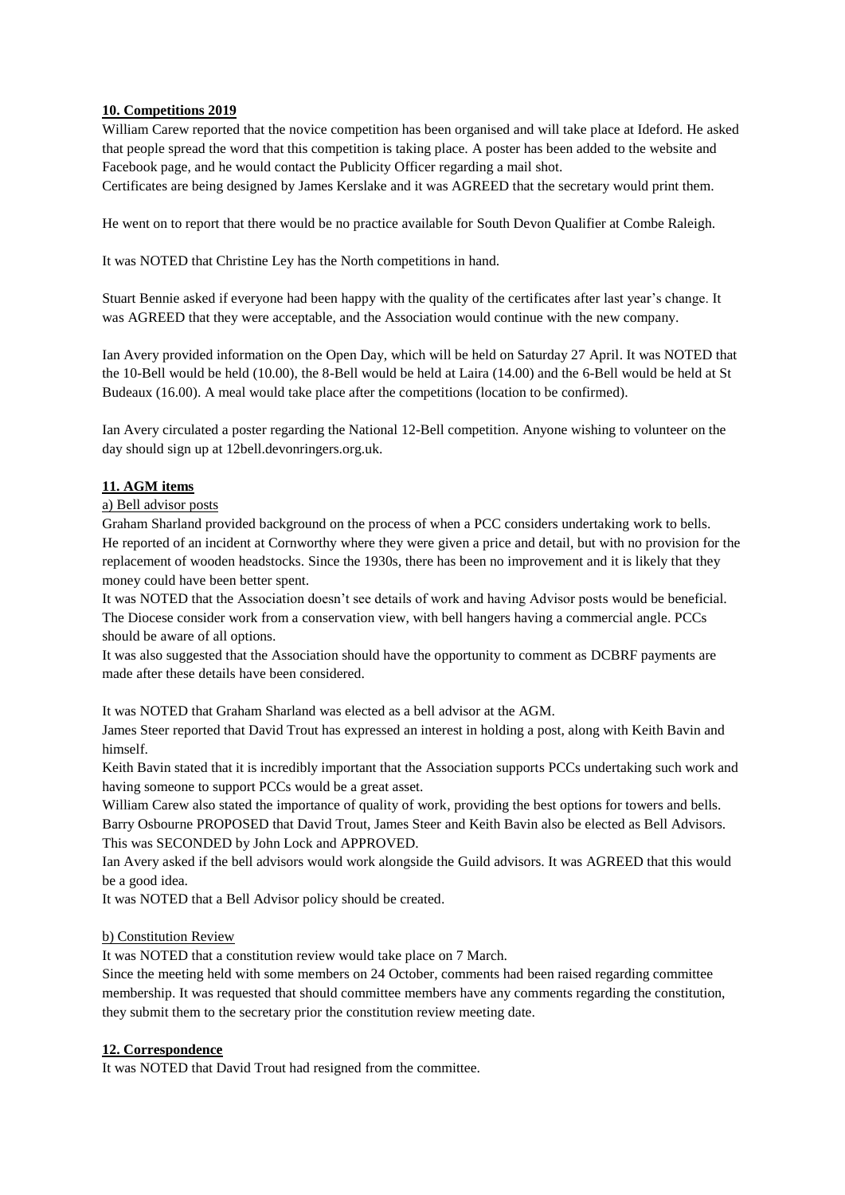## **10. Competitions 2019**

William Carew reported that the novice competition has been organised and will take place at Ideford. He asked that people spread the word that this competition is taking place. A poster has been added to the website and Facebook page, and he would contact the Publicity Officer regarding a mail shot.
Certificates are being designed by James Kerslake and it was AGREED that the secretary would print them.

He went on to report that there would be no practice available for South Devon Qualifier at Combe Raleigh.

It was NOTED that Christine Ley has the North competitions in hand.

Stuart Bennie asked if everyone had been happy with the quality of the certificates after last year's change. It was AGREED that they were acceptable, and the Association would continue with the new company.

Ian Avery provided information on the Open Day, which will be held on Saturday 27 April. It was NOTED that the 10-Bell would be held (10.00), the 8-Bell would be held at Laira (14.00) and the 6-Bell would be held at St Budeaux (16.00). A meal would take place after the competitions (location to be confirmed).

Ian Avery circulated a poster regarding the National 12-Bell competition. Anyone wishing to volunteer on the day should sign up at 12bell.devonringers.org.uk.

## **11. AGM items**

### a) Bell advisor posts

Graham Sharland provided background on the process of when a PCC considers undertaking work to bells.
He reported of an incident at Cornworthy where they were given a price and detail, but with no provision for the replacement of wooden headstocks. Since the 1930s, there has been no improvement and it is likely that they money could have been better spent.
It was NOTED that the Association doesn't see details of work and having Advisor posts would be beneficial. The Diocese consider work from a conservation view, with bell hangers having a commercial angle. PCCs should be aware of all options.
It was also suggested that the Association should have the opportunity to comment as DCBRF payments are made after these details have been considered.

It was NOTED that Graham Sharland was elected as a bell advisor at the AGM.
James Steer reported that David Trout has expressed an interest in holding a post, along with Keith Bavin and himself.
Keith Bavin stated that it is incredibly important that the Association supports PCCs undertaking such work and having someone to support PCCs would be a great asset.
William Carew also stated the importance of quality of work, providing the best options for towers and bells.
Barry Osbourne PROPOSED that David Trout, James Steer and Keith Bavin also be elected as Bell Advisors. This was SECONDED by John Lock and APPROVED.
Ian Avery asked if the bell advisors would work alongside the Guild advisors. It was AGREED that this would be a good idea.
It was NOTED that a Bell Advisor policy should be created.

### b) Constitution Review

It was NOTED that a constitution review would take place on 7 March.
Since the meeting held with some members on 24 October, comments had been raised regarding committee membership. It was requested that should committee members have any comments regarding the constitution, they submit them to the secretary prior the constitution review meeting date.

## **12. Correspondence**

It was NOTED that David Trout had resigned from the committee.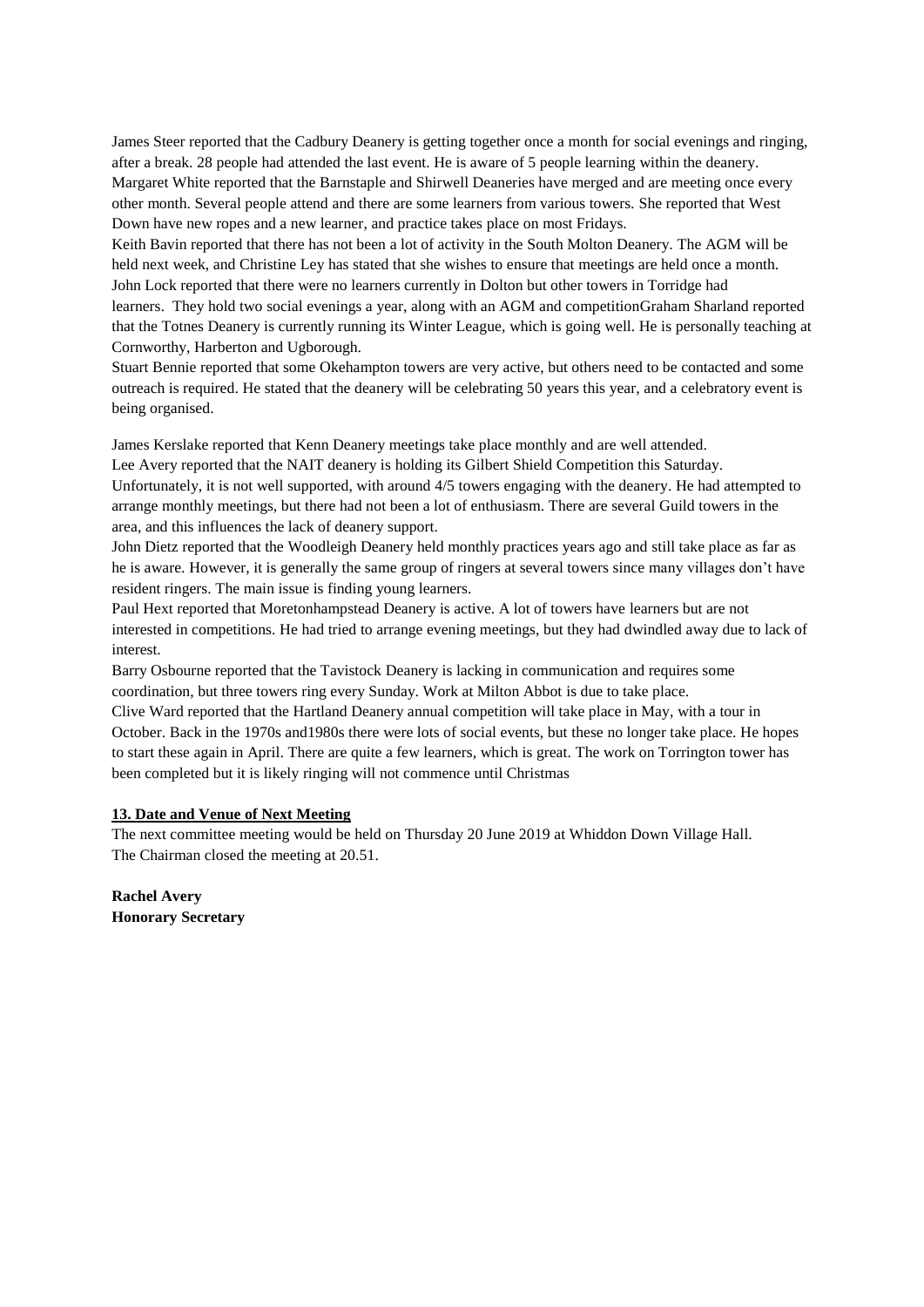James Steer reported that the Cadbury Deanery is getting together once a month for social evenings and ringing, after a break. 28 people had attended the last event. He is aware of 5 people learning within the deanery.
Margaret White reported that the Barnstaple and Shirwell Deaneries have merged and are meeting once every other month. Several people attend and there are some learners from various towers. She reported that West Down have new ropes and a new learner, and practice takes place on most Fridays.
Keith Bavin reported that there has not been a lot of activity in the South Molton Deanery. The AGM will be held next week, and Christine Ley has stated that she wishes to ensure that meetings are held once a month.
John Lock reported that there were no learners currently in Dolton but other towers in Torridge had learners. They hold two social evenings a year, along with an AGM and competitionGraham Sharland reported that the Totnes Deanery is currently running its Winter League, which is going well. He is personally teaching at Cornworthy, Harberton and Ugborough.
Stuart Bennie reported that some Okehampton towers are very active, but others need to be contacted and some outreach is required. He stated that the deanery will be celebrating 50 years this year, and a celebratory event is being organised.

James Kerslake reported that Kenn Deanery meetings take place monthly and are well attended.
Lee Avery reported that the NAIT deanery is holding its Gilbert Shield Competition this Saturday. Unfortunately, it is not well supported, with around 4/5 towers engaging with the deanery. He had attempted to arrange monthly meetings, but there had not been a lot of enthusiasm. There are several Guild towers in the area, and this influences the lack of deanery support.
John Dietz reported that the Woodleigh Deanery held monthly practices years ago and still take place as far as he is aware. However, it is generally the same group of ringers at several towers since many villages don't have resident ringers. The main issue is finding young learners.
Paul Hext reported that Moretonhampstead Deanery is active. A lot of towers have learners but are not interested in competitions. He had tried to arrange evening meetings, but they had dwindled away due to lack of interest.
Barry Osbourne reported that the Tavistock Deanery is lacking in communication and requires some coordination, but three towers ring every Sunday. Work at Milton Abbot is due to take place.
Clive Ward reported that the Hartland Deanery annual competition will take place in May, with a tour in October. Back in the 1970s and1980s there were lots of social events, but these no longer take place. He hopes to start these again in April. There are quite a few learners, which is great. The work on Torrington tower has been completed but it is likely ringing will not commence until Christmas

**13. Date and Venue of Next Meeting**

The next committee meeting would be held on Thursday 20 June 2019 at Whiddon Down Village Hall.
The Chairman closed the meeting at 20.51.

**Rachel Avery**
**Honorary Secretary**